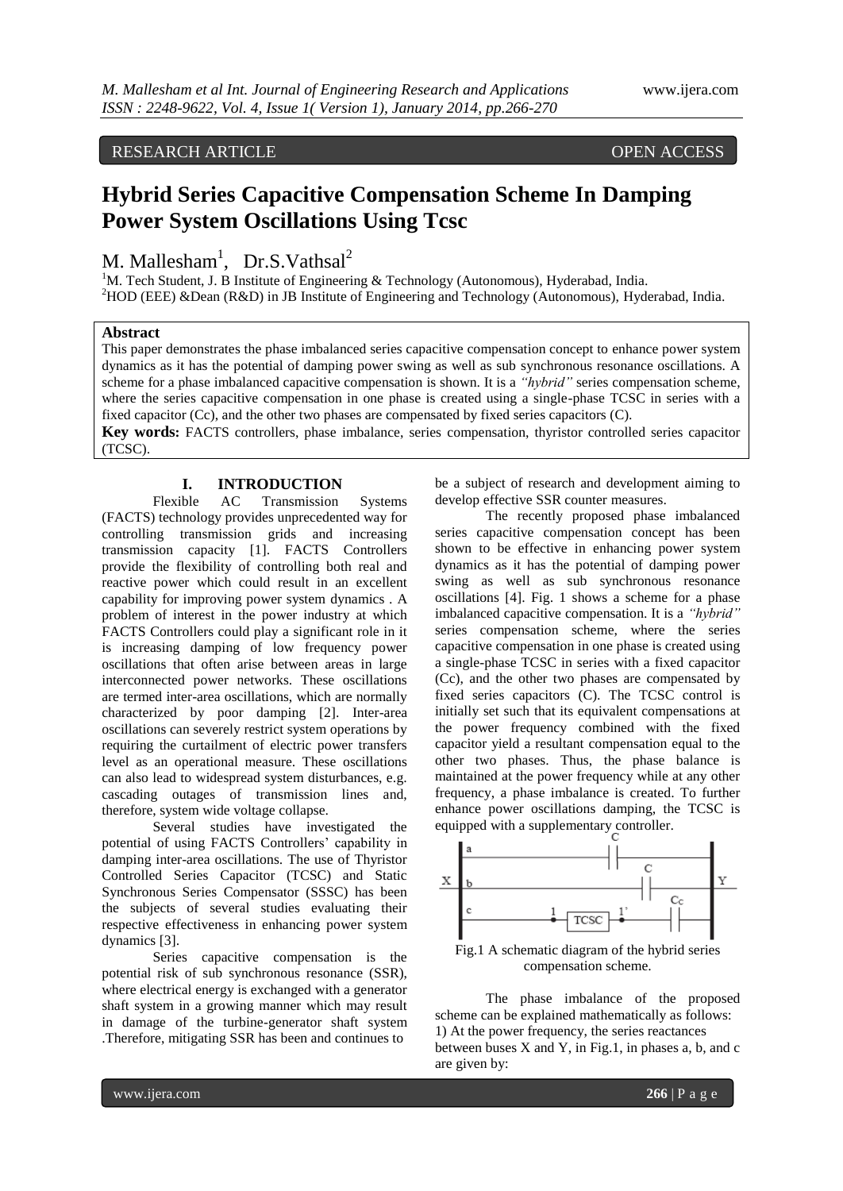RESEARCH ARTICLE OPEN ACCESS

# Hybrid Series Capacitive Compensation Scheme In Damping Power System Oscillations Using Tcsc

M. Mallesham[1], Dr.S.Vathsal[2]

[1]M. Tech Student, J. B Institute of Engineering & Technology (Autonomous), Hyderabad, India.
[2]HOD (EEE) &Dean (R&D) in JB Institute of Engineering and Technology (Autonomous), Hyderabad, India.

## Abstract

This paper demonstrates the phase imbalanced series capacitive compensation concept to enhance power system dynamics as it has the potential of damping power swing as well as sub synchronous resonance oscillations. A scheme for a phase imbalanced capacitive compensation is shown. It is a *"hybrid"* series compensation scheme, where the series capacitive compensation in one phase is created using a single-phase TCSC in series with a fixed capacitor (Cc), and the other two phases are compensated by fixed series capacitors (C).

**Key words:** FACTS controllers, phase imbalance, series compensation, thyristor controlled series capacitor (TCSC).

## I. INTRODUCTION

Flexible AC Transmission Systems (FACTS) technology provides unprecedented way for controlling transmission grids and increasing transmission capacity [1]. FACTS Controllers provide the flexibility of controlling both real and reactive power which could result in an excellent capability for improving power system dynamics . A problem of interest in the power industry at which FACTS Controllers could play a significant role in it is increasing damping of low frequency power oscillations that often arise between areas in large interconnected power networks. These oscillations are termed inter-area oscillations, which are normally characterized by poor damping [2]. Inter-area oscillations can severely restrict system operations by requiring the curtailment of electric power transfers level as an operational measure. These oscillations can also lead to widespread system disturbances, e.g. cascading outages of transmission lines and, therefore, system wide voltage collapse.

Several studies have investigated the potential of using FACTS Controllers' capability in damping inter-area oscillations. The use of Thyristor Controlled Series Capacitor (TCSC) and Static Synchronous Series Compensator (SSSC) has been the subjects of several studies evaluating their respective effectiveness in enhancing power system dynamics [3].

Series capacitive compensation is the potential risk of sub synchronous resonance (SSR), where electrical energy is exchanged with a generator shaft system in a growing manner which may result in damage of the turbine-generator shaft system .Therefore, mitigating SSR has been and continues to be a subject of research and development aiming to develop effective SSR counter measures.

The recently proposed phase imbalanced series capacitive compensation concept has been shown to be effective in enhancing power system dynamics as it has the potential of damping power swing as well as sub synchronous resonance oscillations [4]. Fig. 1 shows a scheme for a phase imbalanced capacitive compensation. It is a *"hybrid"* series compensation scheme, where the series capacitive compensation in one phase is created using a single-phase TCSC in series with a fixed capacitor (Cc), and the other two phases are compensated by fixed series capacitors (C). The TCSC control is initially set such that its equivalent compensations at the power frequency combined with the fixed capacitor yield a resultant compensation equal to the other two phases. Thus, the phase balance is maintained at the power frequency while at any other frequency, a phase imbalance is created. To further enhance power oscillations damping, the TCSC is equipped with a supplementary controller.

Fig.1 A schematic diagram of the hybrid series compensation scheme.

The phase imbalance of the proposed scheme can be explained mathematically as follows:
1) At the power frequency, the series reactances between buses X and Y, in Fig.1, in phases a, b, and c are given by: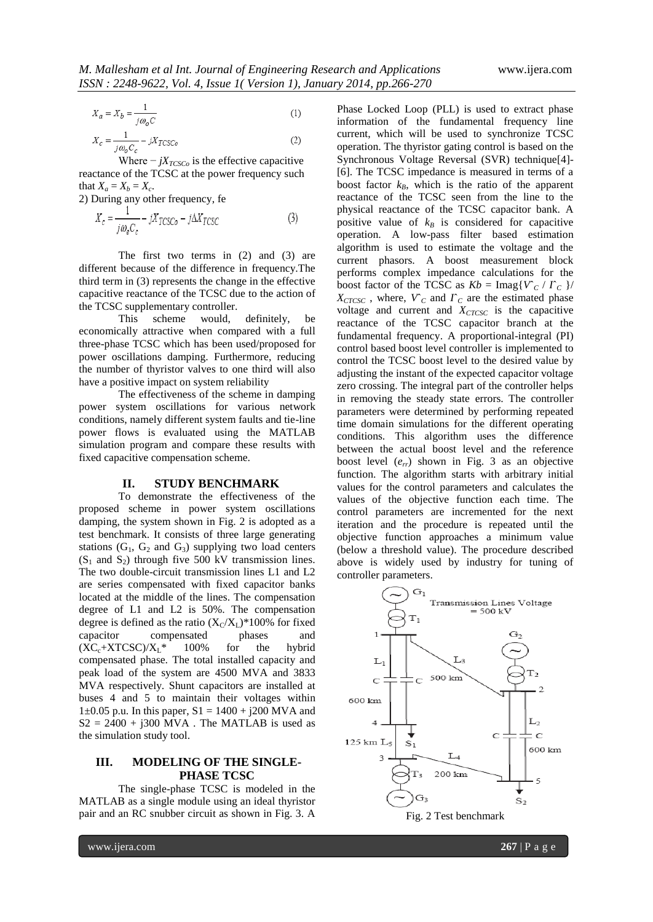$$X_a = X_b = \frac{1}{j\omega_o C} \quad (1)$$

$$X_c = \frac{1}{j\omega_o C_c} - jX_{TCSCo} \quad (2)$$

Where $-jX_{TCSCo}$ is the effective capacitive reactance of the TCSC at the power frequency such that $X_a = X_b = X_c$.

2) During any other frequency, fe

$$X_c = \frac{1}{j\omega_e C_c} - jX_{TCSCo} - j\Delta X_{TCSC} \quad (3)$$

The first two terms in (2) and (3) are different because of the difference in frequency.The third term in (3) represents the change in the effective capacitive reactance of the TCSC due to the action of the TCSC supplementary controller.

This scheme would, definitely, be economically attractive when compared with a full three-phase TCSC which has been used/proposed for power oscillations damping. Furthermore, reducing the number of thyristor valves to one third will also have a positive impact on system reliability

The effectiveness of the scheme in damping power system oscillations for various network conditions, namely different system faults and tie-line power flows is evaluated using the MATLAB simulation program and compare these results with fixed capacitive compensation scheme.

## II. STUDY BENCHMARK

To demonstrate the effectiveness of the proposed scheme in power system oscillations damping, the system shown in Fig. 2 is adopted as a test benchmark. It consists of three large generating stations ($G_1$, $G_2$ and $G_3$) supplying two load centers ($S_1$ and $S_2$) through five 500 kV transmission lines. The two double-circuit transmission lines L1 and L2 are series compensated with fixed capacitor banks located at the middle of the lines. The compensation degree of L1 and L2 is 50%. The compensation degree is defined as the ratio $(X_C/X_L)$*100% for fixed capacitor compensated phases and $(XC_c+XTCSC)/X_L$* 100% for the hybrid compensated phase. The total installed capacity and peak load of the system are 4500 MVA and 3833 MVA respectively. Shunt capacitors are installed at buses 4 and 5 to maintain their voltages within 1±0.05 p.u. In this paper, S1 = 1400 + j200 MVA and S2 = 2400 + j300 MVA . The MATLAB is used as the simulation study tool.

## III. MODELING OF THE SINGLE-PHASE TCSC

The single-phase TCSC is modeled in the MATLAB as a single module using an ideal thyristor pair and an RC snubber circuit as shown in Fig. 3. A Phase Locked Loop (PLL) is used to extract phase information of the fundamental frequency line current, which will be used to synchronize TCSC operation. The thyristor gating control is based on the Synchronous Voltage Reversal (SVR) technique[4]-[6]. The TCSC impedance is measured in terms of a boost factor $k_B$, which is the ratio of the apparent reactance of the TCSC seen from the line to the physical reactance of the TCSC capacitor bank. A positive value of $k_B$ is considered for capacitive operation. A low-pass filter based estimation algorithm is used to estimate the voltage and the current phasors. A boost measurement block performs complex impedance calculations for the boost factor of the TCSC as $Kb = \text{Imag}\{V^{\wedge}_C / I^{\wedge}_C\} / X_{CTCSC}$ , where, $V^{\wedge}_C$ and $I^{\wedge}_C$ are the estimated phase voltage and current and $X_{CTCSC}$ is the capacitive reactance of the TCSC capacitor branch at the fundamental frequency. A proportional-integral (PI) control based boost level controller is implemented to control the TCSC boost level to the desired value by adjusting the instant of the expected capacitor voltage zero crossing. The integral part of the controller helps in removing the steady state errors. The controller parameters were determined by performing repeated time domain simulations for the different operating conditions. This algorithm uses the difference between the actual boost level and the reference boost level ($e_{rr}$) shown in Fig. 3 as an objective function. The algorithm starts with arbitrary initial values for the control parameters and calculates the values of the objective function each time. The control parameters are incremented for the next iteration and the procedure is repeated until the objective function approaches a minimum value (below a threshold value). The procedure described above is widely used by industry for tuning of controller parameters.

Fig. 2 Test benchmark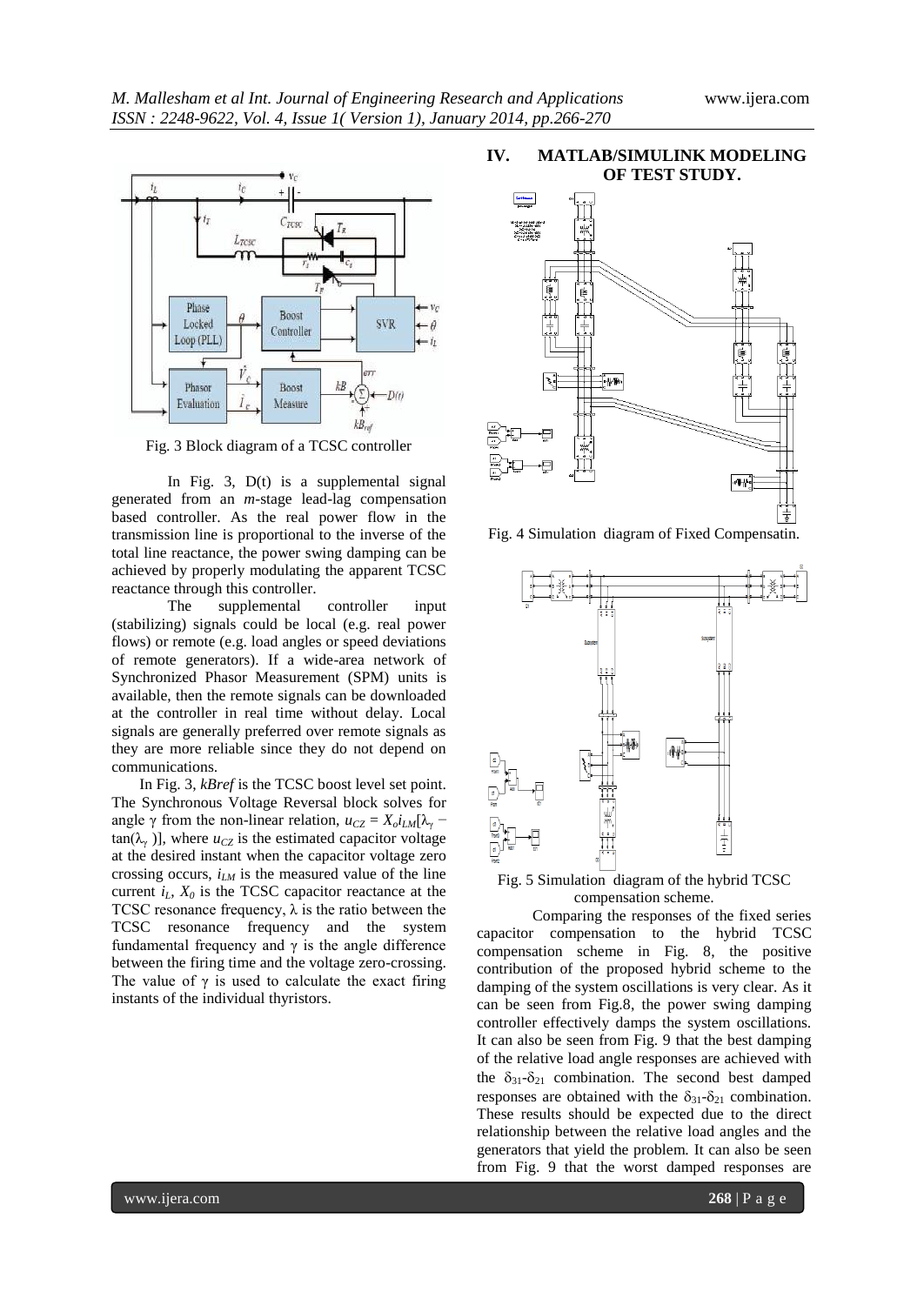Fig. 3 Block diagram of a TCSC controller

In Fig. 3, D(t) is a supplemental signal generated from an *m*-stage lead-lag compensation based controller. As the real power flow in the transmission line is proportional to the inverse of the total line reactance, the power swing damping can be achieved by properly modulating the apparent TCSC reactance through this controller.

The supplemental controller input (stabilizing) signals could be local (e.g. real power flows) or remote (e.g. load angles or speed deviations of remote generators). If a wide-area network of Synchronized Phasor Measurement (SPM) units is available, then the remote signals can be downloaded at the controller in real time without delay. Local signals are generally preferred over remote signals as they are more reliable since they do not depend on communications.

In Fig. 3, *kBref* is the TCSC boost level set point. The Synchronous Voltage Reversal block solves for angle γ from the non-linear relation, $u_{CZ} = X_0 i_{LM}[\lambda_\gamma - \tan(\lambda_\gamma)]$, where $u_{CZ}$ is the estimated capacitor voltage at the desired instant when the capacitor voltage zero crossing occurs, $i_{LM}$ is the measured value of the line current $i_L$, $X_0$ is the TCSC capacitor reactance at the TCSC resonance frequency, λ is the ratio between the TCSC resonance frequency and the system fundamental frequency and γ is the angle difference between the firing time and the voltage zero-crossing. The value of γ is used to calculate the exact firing instants of the individual thyristors.

## IV. MATLAB/SIMULINK MODELING OF TEST STUDY.

Fig. 4 Simulation diagram of Fixed Compensatin.

Fig. 5 Simulation diagram of the hybrid TCSC compensation scheme.

Comparing the responses of the fixed series capacitor compensation to the hybrid TCSC compensation scheme in Fig. 8, the positive contribution of the proposed hybrid scheme to the damping of the system oscillations is very clear. As it can be seen from Fig.8, the power swing damping controller effectively damps the system oscillations. It can also be seen from Fig. 9 that the best damping of the relative load angle responses are achieved with the $\delta_{31}$-$\delta_{21}$ combination. The second best damped responses are obtained with the $\delta_{31}$-$\delta_{21}$ combination. These results should be expected due to the direct relationship between the relative load angles and the generators that yield the problem. It can also be seen from Fig. 9 that the worst damped responses are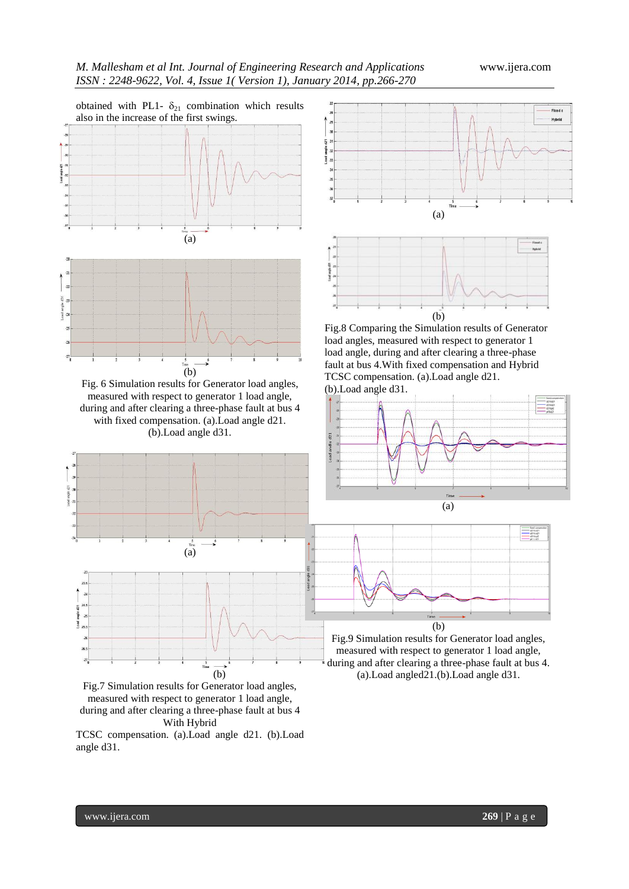obtained with PL1- $\delta_{21}$ combination which results also in the increase of the first swings.

(a)

(b)

Fig. 6 Simulation results for Generator load angles, measured with respect to generator 1 load angle, during and after clearing a three-phase fault at bus 4 with fixed compensation. (a).Load angle d21. (b).Load angle d31.

(a)

(b)

Fig.7 Simulation results for Generator load angles, measured with respect to generator 1 load angle, during and after clearing a three-phase fault at bus 4 With Hybrid TCSC compensation. (a).Load angle d21. (b).Load angle d31.

(a)

(b)

Fig.8 Comparing the Simulation results of Generator load angles, measured with respect to generator 1 load angle, during and after clearing a three-phase fault at bus 4.With fixed compensation and Hybrid TCSC compensation. (a).Load angle d21. (b).Load angle d31.

(a)

(b)

Fig.9 Simulation results for Generator load angles, measured with respect to generator 1 load angle, during and after clearing a three-phase fault at bus 4. (a).Load angled21.(b).Load angle d31.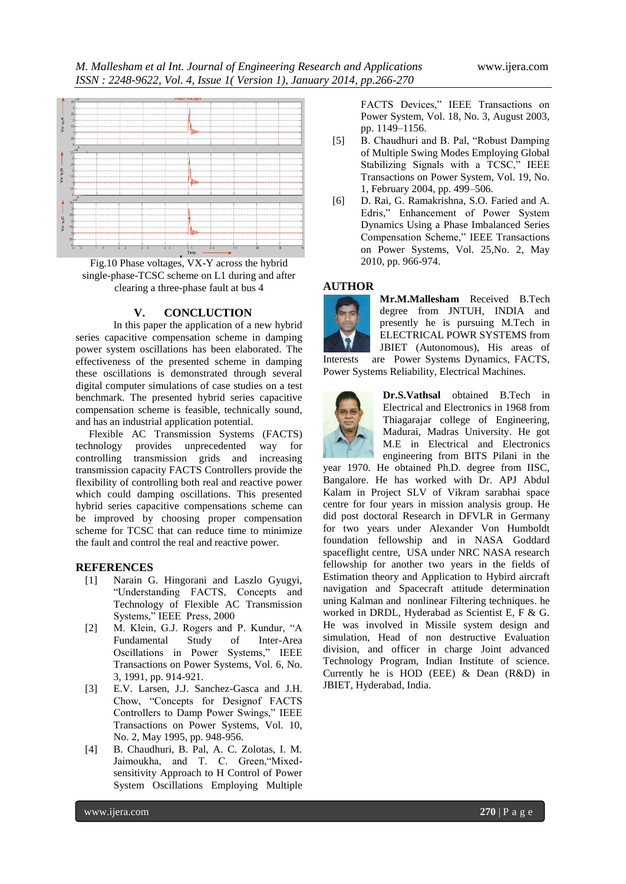Fig.10 Phase voltages, VX-Y across the hybrid single-phase-TCSC scheme on L1 during and after clearing a three-phase fault at bus 4

## V. CONCLUCTION

In this paper the application of a new hybrid series capacitive compensation scheme in damping power system oscillations has been elaborated. The effectiveness of the presented scheme in damping these oscillations is demonstrated through several digital computer simulations of case studies on a test benchmark. The presented hybrid series capacitive compensation scheme is feasible, technically sound, and has an industrial application potential.

Flexible AC Transmission Systems (FACTS) technology provides unprecedented way for controlling transmission grids and increasing transmission capacity FACTS Controllers provide the flexibility of controlling both real and reactive power which could damping oscillations. This presented hybrid series capacitive compensations scheme can be improved by choosing proper compensation scheme for TCSC that can reduce time to minimize the fault and control the real and reactive power.

## REFERENCES

[1] Narain G. Hingorani and Laszlo Gyugyi, "Understanding FACTS, Concepts and Technology of Flexible AC Transmission Systems," IEEE Press, 2000

[2] M. Klein, G.J. Rogers and P. Kundur, "A Fundamental Study of Inter-Area Oscillations in Power Systems," IEEE Transactions on Power Systems, Vol. 6, No. 3, 1991, pp. 914-921.

[3] E.V. Larsen, J.J. Sanchez-Gasca and J.H. Chow, "Concepts for Designof FACTS Controllers to Damp Power Swings," IEEE Transactions on Power Systems, Vol. 10, No. 2, May 1995, pp. 948-956.

[4] B. Chaudhuri, B. Pal, A. C. Zolotas, I. M. Jaimoukha, and T. C. Green,"Mixed-sensitivity Approach to H Control of Power System Oscillations Employing Multiple FACTS Devices," IEEE Transactions on Power System, Vol. 18, No. 3, August 2003, pp. 1149–1156.

[5] B. Chaudhuri and B. Pal, "Robust Damping of Multiple Swing Modes Employing Global Stabilizing Signals with a TCSC," IEEE Transactions on Power System, Vol. 19, No. 1, February 2004, pp. 499–506.

[6] D. Rai, G. Ramakrishna, S.O. Faried and A. Edris," Enhancement of Power System Dynamics Using a Phase Imbalanced Series Compensation Scheme," IEEE Transactions on Power Systems, Vol. 25,No. 2, May 2010, pp. 966-974.

## AUTHOR

**Mr.M.Mallesham** Received B.Tech degree from JNTUH, INDIA and presently he is pursuing M.Tech in ELECTRICAL POWR SYSTEMS from JBIET (Autonomous), His areas of Interests are Power Systems Dynamics, FACTS, Power Systems Reliability, Electrical Machines.

**Dr.S.Vathsal** obtained B.Tech in Electrical and Electronics in 1968 from Thiagarajar college of Engineering, Madurai, Madras University. He got M.E in Electrical and Electronics engineering from BITS Pilani in the year 1970. He obtained Ph.D. degree from IISC, Bangalore. He has worked with Dr. APJ Abdul Kalam in Project SLV of Vikram sarabhai space centre for four years in mission analysis group. He did post doctoral Research in DFVLR in Germany for two years under Alexander Von Humboldt foundation fellowship and in NASA Goddard spaceflight centre, USA under NRC NASA research fellowship for another two years in the fields of Estimation theory and Application to Hybird aircraft navigation and Spacecraft attitude determination uning Kalman and nonlinear Filtering techniques. he worked in DRDL, Hyderabad as Scientist E, F & G. He was involved in Missile system design and simulation, Head of non destructive Evaluation division, and officer in charge Joint advanced Technology Program, Indian Institute of science. Currently he is HOD (EEE) & Dean (R&D) in JBIET, Hyderabad, India.